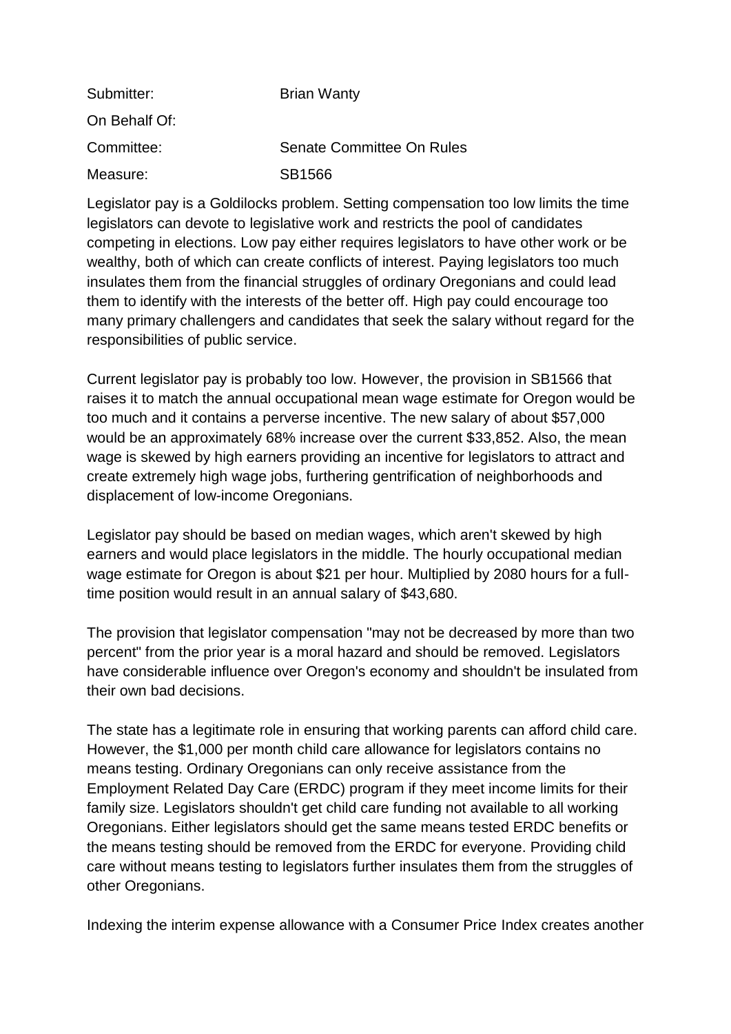| Submitter: | Brian Wanty |
| --- | --- |
| On Behalf Of: | |
| Committee: | Senate Committee On Rules |
| Measure: | SB1566 |

Legislator pay is a Goldilocks problem. Setting compensation too low limits the time legislators can devote to legislative work and restricts the pool of candidates competing in elections. Low pay either requires legislators to have other work or be wealthy, both of which can create conflicts of interest. Paying legislators too much insulates them from the financial struggles of ordinary Oregonians and could lead them to identify with the interests of the better off. High pay could encourage too many primary challengers and candidates that seek the salary without regard for the responsibilities of public service.

Current legislator pay is probably too low. However, the provision in SB1566 that raises it to match the annual occupational mean wage estimate for Oregon would be too much and it contains a perverse incentive. The new salary of about $57,000 would be an approximately 68% increase over the current $33,852. Also, the mean wage is skewed by high earners providing an incentive for legislators to attract and create extremely high wage jobs, furthering gentrification of neighborhoods and displacement of low-income Oregonians.

Legislator pay should be based on median wages, which aren't skewed by high earners and would place legislators in the middle. The hourly occupational median wage estimate for Oregon is about $21 per hour. Multiplied by 2080 hours for a full-time position would result in an annual salary of $43,680.

The provision that legislator compensation "may not be decreased by more than two percent" from the prior year is a moral hazard and should be removed. Legislators have considerable influence over Oregon's economy and shouldn't be insulated from their own bad decisions.

The state has a legitimate role in ensuring that working parents can afford child care. However, the $1,000 per month child care allowance for legislators contains no means testing. Ordinary Oregonians can only receive assistance from the Employment Related Day Care (ERDC) program if they meet income limits for their family size. Legislators shouldn't get child care funding not available to all working Oregonians. Either legislators should get the same means tested ERDC benefits or the means testing should be removed from the ERDC for everyone. Providing child care without means testing to legislators further insulates them from the struggles of other Oregonians.

Indexing the interim expense allowance with a Consumer Price Index creates another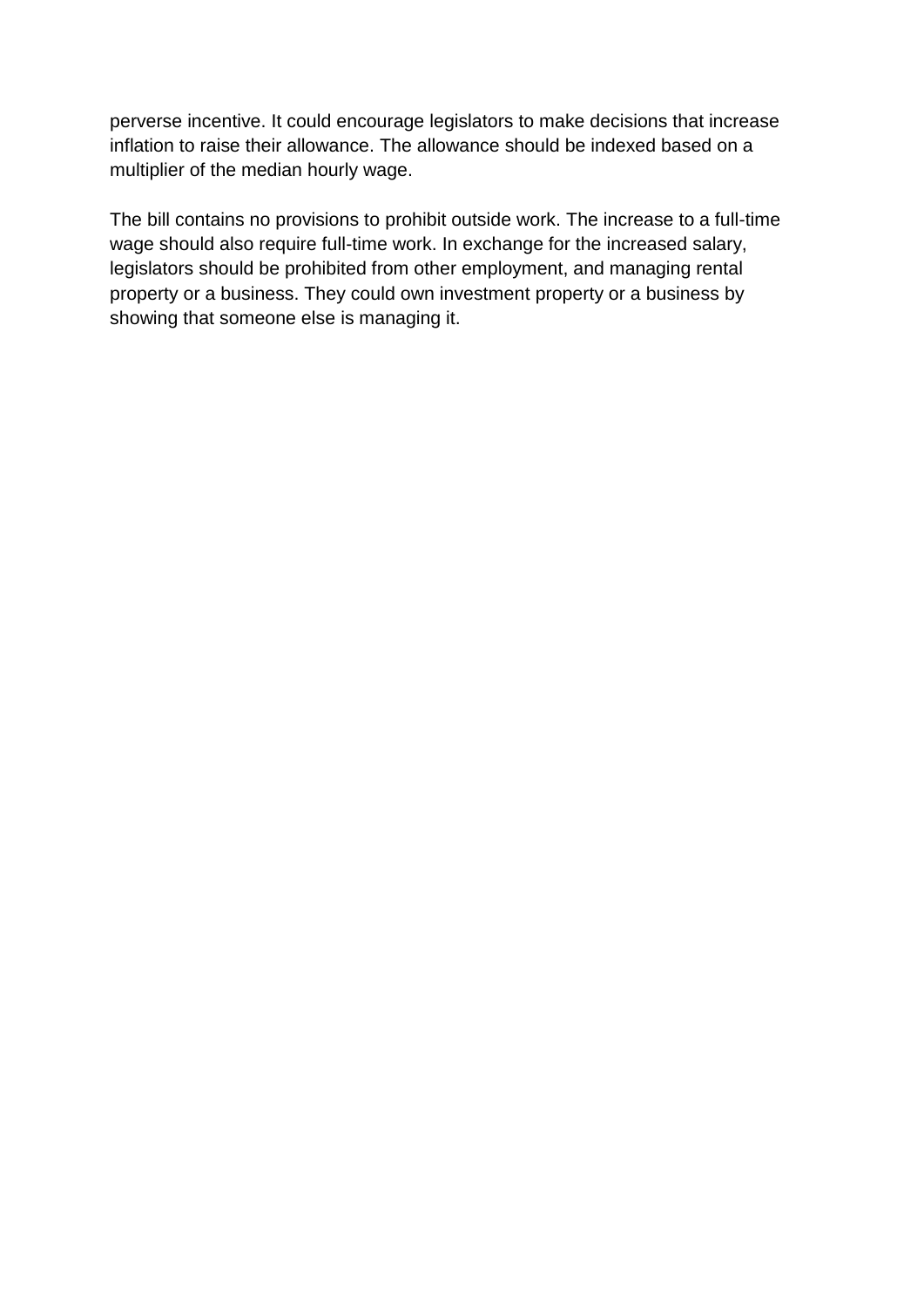perverse incentive. It could encourage legislators to make decisions that increase inflation to raise their allowance. The allowance should be indexed based on a multiplier of the median hourly wage.

The bill contains no provisions to prohibit outside work. The increase to a full-time wage should also require full-time work. In exchange for the increased salary, legislators should be prohibited from other employment, and managing rental property or a business. They could own investment property or a business by showing that someone else is managing it.